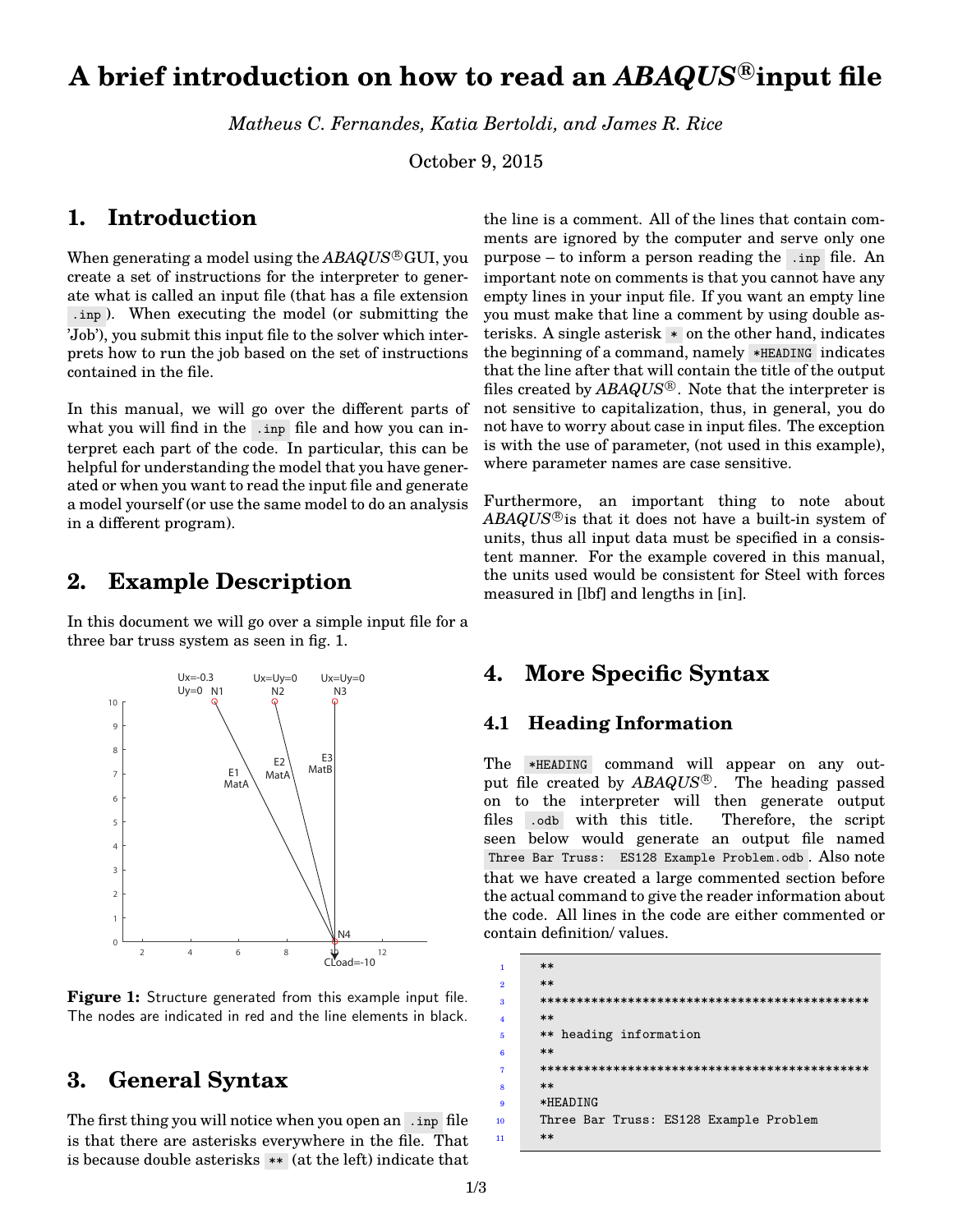# A brief introduction on how to read an *ABAQUS*®input file

*Matheus C. Fernandes, Katia Bertoldi, and James R. Rice*

October 9, 2015

## 1. Introduction

When generating a model using the *ABAQUS*®GUI, you create a set of instructions for the interpreter to generate what is called an input file (that has a file extension `.inp`). When executing the model (or submitting the 'Job'), you submit this input file to the solver which interprets how to run the job based on the set of instructions contained in the file.

In this manual, we will go over the different parts of what you will find in the `.inp` file and how you can interpret each part of the code. In particular, this can be helpful for understanding the model that you have generated or when you want to read the input file and generate a model yourself (or use the same model to do an analysis in a different program).

## 2. Example Description

In this document we will go over a simple input file for a three bar truss system as seen in fig. 1.

**Figure 1:** Structure generated from this example input file. The nodes are indicated in red and the line elements in black.

## 3. General Syntax

The first thing you will notice when you open an `.inp` file is that there are asterisks everywhere in the file. That is because double asterisks `**` (at the left) indicate that the line is a comment. All of the lines that contain comments are ignored by the computer and serve only one purpose – to inform a person reading the `.inp` file. An important note on comments is that you cannot have any empty lines in your input file. If you want an empty line you must make that line a comment by using double asterisks. A single asterisk `*` on the other hand, indicates the beginning of a command, namely `*HEADING` indicates that the line after that will contain the title of the output files created by *ABAQUS*®. Note that the interpreter is not sensitive to capitalization, thus, in general, you do not have to worry about case in input files. The exception is with the use of parameter, (not used in this example), where parameter names are case sensitive.

Furthermore, an important thing to note about *ABAQUS*®is that it does not have a built-in system of units, thus all input data must be specified in a consistent manner. For the example covered in this manual, the units used would be consistent for Steel with forces measured in [lbf] and lengths in [in].

## 4. More Specific Syntax

### 4.1 Heading Information

The `*HEADING` command will appear on any output file created by *ABAQUS*®. The heading passed on to the interpreter will then generate output files `.odb` with this title. Therefore, the script seen below would generate an output file named `Three Bar Truss: ES128 Example Problem.odb`. Also note that we have created a large commented section before the actual command to give the reader information about the code. All lines in the code are either commented or contain definition/ values.

```
**
**
*********************************************
**
** heading information
**
*********************************************
**
*HEADING
Three Bar Truss: ES128 Example Problem
**
```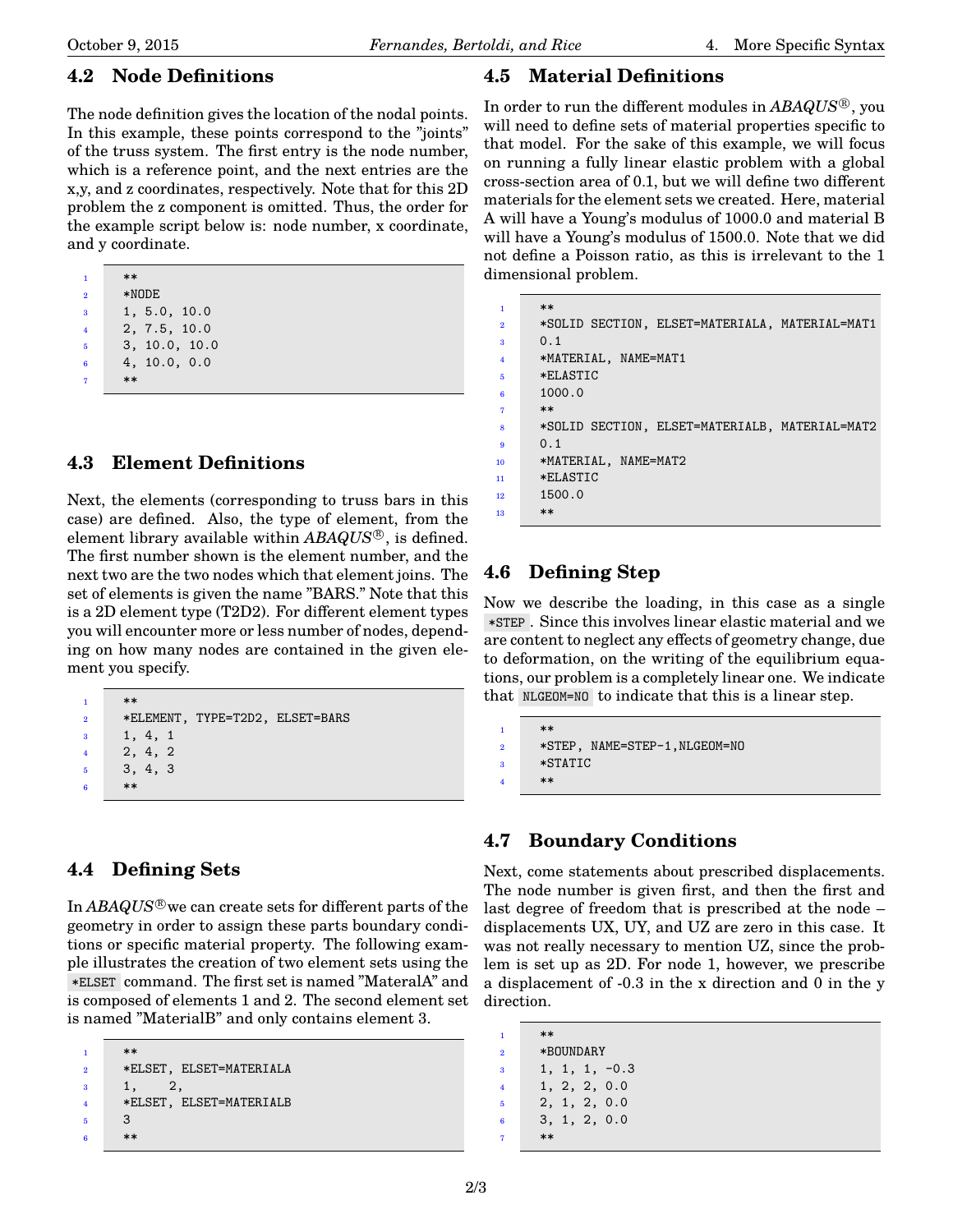## 4.2 Node Definitions

The node definition gives the location of the nodal points. In this example, these points correspond to the "joints" of the truss system. The first entry is the node number, which is a reference point, and the next entries are the x,y, and z coordinates, respectively. Note that for this 2D problem the z component is omitted. Thus, the order for the example script below is: node number, x coordinate, and y coordinate.

```
**
*NODE
1, 5.0, 10.0
2, 7.5, 10.0
3, 10.0, 10.0
4, 10.0, 0.0
**
```

## 4.3 Element Definitions

Next, the elements (corresponding to truss bars in this case) are defined. Also, the type of element, from the element library available within *ABAQUS®*, is defined. The first number shown is the element number, and the next two are the two nodes which that element joins. The set of elements is given the name "BARS." Note that this is a 2D element type (T2D2). For different element types you will encounter more or less number of nodes, depending on how many nodes are contained in the given element you specify.

```
**
*ELEMENT, TYPE=T2D2, ELSET=BARS
1, 4, 1
2, 4, 2
3, 4, 3
**
```

## 4.4 Defining Sets

In *ABAQUS®* we can create sets for different parts of the geometry in order to assign these parts boundary conditions or specific material property. The following example illustrates the creation of two element sets using the `*ELSET` command. The first set is named "MateralA" and is composed of elements 1 and 2. The second element set is named "MaterialB" and only contains element 3.

```
**
*ELSET, ELSET=MATERIALA
1,    2,
*ELSET, ELSET=MATERIALB
3
**
```

## 4.5 Material Definitions

In order to run the different modules in *ABAQUS®*, you will need to define sets of material properties specific to that model. For the sake of this example, we will focus on running a fully linear elastic problem with a global cross-section area of 0.1, but we will define two different materials for the element sets we created. Here, material A will have a Young's modulus of 1000.0 and material B will have a Young's modulus of 1500.0. Note that we did not define a Poisson ratio, as this is irrelevant to the 1 dimensional problem.

```
**
*SOLID SECTION, ELSET=MATERIALA, MATERIAL=MAT1
0.1
*MATERIAL, NAME=MAT1
*ELASTIC
1000.0
**
*SOLID SECTION, ELSET=MATERIALB, MATERIAL=MAT2
0.1
*MATERIAL, NAME=MAT2
*ELASTIC
1500.0
**
```

## 4.6 Defining Step

Now we describe the loading, in this case as a single `*STEP`. Since this involves linear elastic material and we are content to neglect any effects of geometry change, due to deformation, on the writing of the equilibrium equations, our problem is a completely linear one. We indicate that `NLGEOM=NO` to indicate that this is a linear step.

```
**
*STEP, NAME=STEP-1,NLGEOM=NO
*STATIC
**
```

## 4.7 Boundary Conditions

Next, come statements about prescribed displacements. The node number is given first, and then the first and last degree of freedom that is prescribed at the node – displacements UX, UY, and UZ are zero in this case. It was not really necessary to mention UZ, since the problem is set up as 2D. For node 1, however, we prescribe a displacement of -0.3 in the x direction and 0 in the y direction.

```
**
*BOUNDARY
1, 1, 1, -0.3
1, 2, 2, 0.0
2, 1, 2, 0.0
3, 1, 2, 0.0
**
```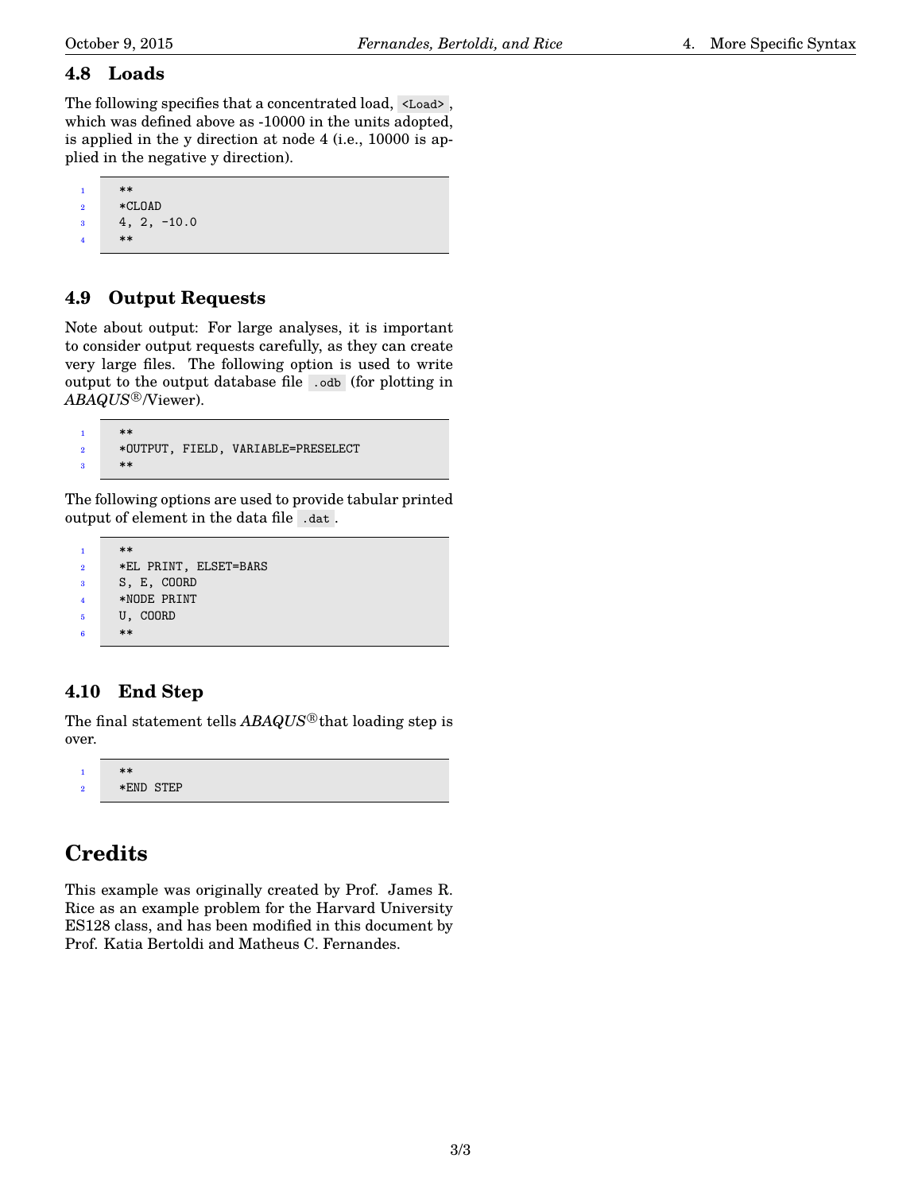## 4.8 Loads

The following specifies that a concentrated load, `<Load>`, which was defined above as -10000 in the units adopted, is applied in the y direction at node 4 (i.e., 10000 is applied in the negative y direction).

```
**
*CLOAD
4, 2, -10.0
**
```

## 4.9 Output Requests

Note about output: For large analyses, it is important to consider output requests carefully, as they can create very large files. The following option is used to write output to the output database file `.odb` (for plotting in *ABAQUS*®/Viewer).

```
**
*OUTPUT, FIELD, VARIABLE=PRESELECT
**
```

The following options are used to provide tabular printed output of element in the data file `.dat`.

```
**
*EL PRINT, ELSET=BARS
S, E, COORD
*NODE PRINT
U, COORD
**
```

## 4.10 End Step

The final statement tells *ABAQUS*®that loading step is over.

```
**
*END STEP
```

# Credits

This example was originally created by Prof. James R. Rice as an example problem for the Harvard University ES128 class, and has been modified in this document by Prof. Katia Bertoldi and Matheus C. Fernandes.